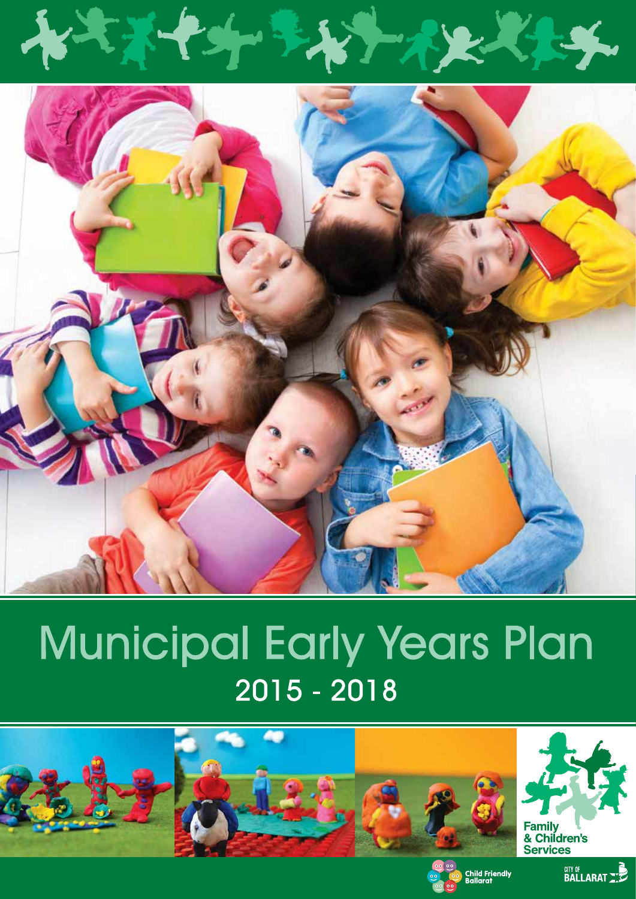# Municipal Early Years Plan

## 2015 - 2018

Family & Children's Services

Child Friendly Ballarat

CITY OF BALLARAT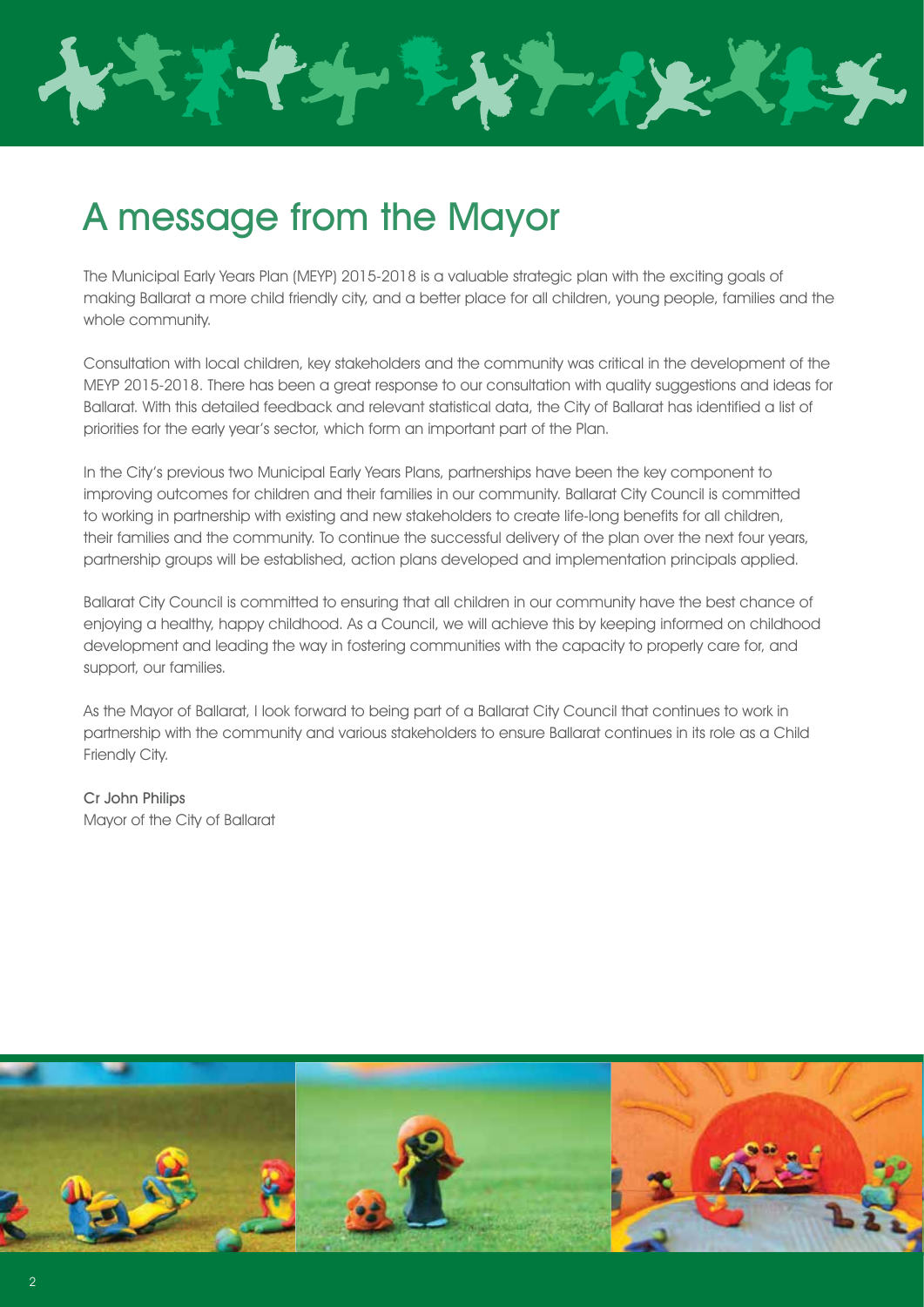# A message from the Mayor

The Municipal Early Years Plan (MEYP) 2015-2018 is a valuable strategic plan with the exciting goals of making Ballarat a more child friendly city, and a better place for all children, young people, families and the whole community.

Consultation with local children, key stakeholders and the community was critical in the development of the MEYP 2015-2018. There has been a great response to our consultation with quality suggestions and ideas for Ballarat. With this detailed feedback and relevant statistical data, the City of Ballarat has identified a list of priorities for the early year's sector, which form an important part of the Plan.

In the City's previous two Municipal Early Years Plans, partnerships have been the key component to improving outcomes for children and their families in our community. Ballarat City Council is committed to working in partnership with existing and new stakeholders to create life-long benefits for all children, their families and the community. To continue the successful delivery of the plan over the next four years, partnership groups will be established, action plans developed and implementation principals applied.

Ballarat City Council is committed to ensuring that all children in our community have the best chance of enjoying a healthy, happy childhood. As a Council, we will achieve this by keeping informed on childhood development and leading the way in fostering communities with the capacity to properly care for, and support, our families.

As the Mayor of Ballarat, I look forward to being part of a Ballarat City Council that continues to work in partnership with the community and various stakeholders to ensure Ballarat continues in its role as a Child Friendly City.

**Cr John Philips**
Mayor of the City of Ballarat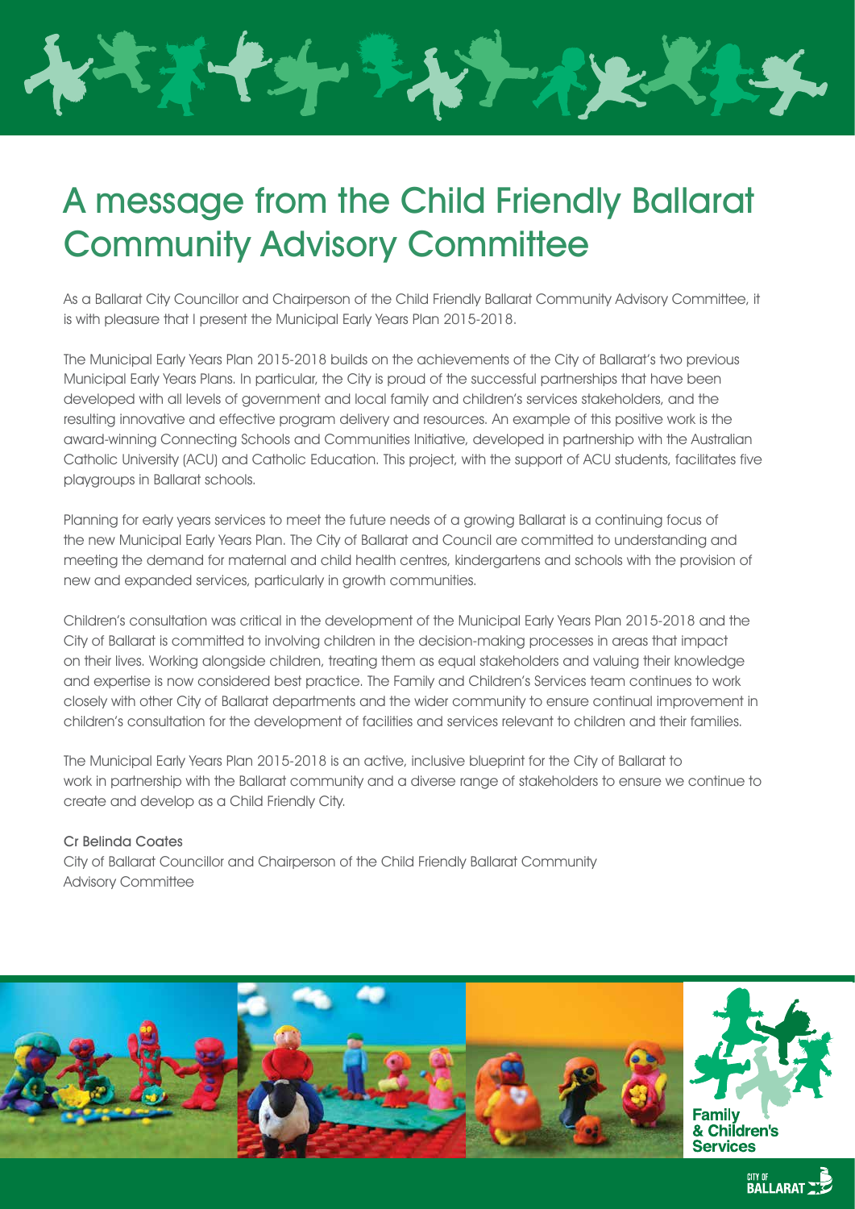# A message from the Child Friendly Ballarat Community Advisory Committee

As a Ballarat City Councillor and Chairperson of the Child Friendly Ballarat Community Advisory Committee, it is with pleasure that I present the Municipal Early Years Plan 2015-2018.

The Municipal Early Years Plan 2015-2018 builds on the achievements of the City of Ballarat's two previous Municipal Early Years Plans. In particular, the City is proud of the successful partnerships that have been developed with all levels of government and local family and children's services stakeholders, and the resulting innovative and effective program delivery and resources. An example of this positive work is the award-winning Connecting Schools and Communities Initiative, developed in partnership with the Australian Catholic University (ACU) and Catholic Education. This project, with the support of ACU students, facilitates five playgroups in Ballarat schools.

Planning for early years services to meet the future needs of a growing Ballarat is a continuing focus of the new Municipal Early Years Plan. The City of Ballarat and Council are committed to understanding and meeting the demand for maternal and child health centres, kindergartens and schools with the provision of new and expanded services, particularly in growth communities.

Children's consultation was critical in the development of the Municipal Early Years Plan 2015-2018 and the City of Ballarat is committed to involving children in the decision-making processes in areas that impact on their lives. Working alongside children, treating them as equal stakeholders and valuing their knowledge and expertise is now considered best practice. The Family and Children's Services team continues to work closely with other City of Ballarat departments and the wider community to ensure continual improvement in children's consultation for the development of facilities and services relevant to children and their families.

The Municipal Early Years Plan 2015-2018 is an active, inclusive blueprint for the City of Ballarat to work in partnership with the Ballarat community and a diverse range of stakeholders to ensure we continue to create and develop as a Child Friendly City.

**Cr Belinda Coates**
City of Ballarat Councillor and Chairperson of the Child Friendly Ballarat Community Advisory Committee

Family & Children's Services

City of Ballarat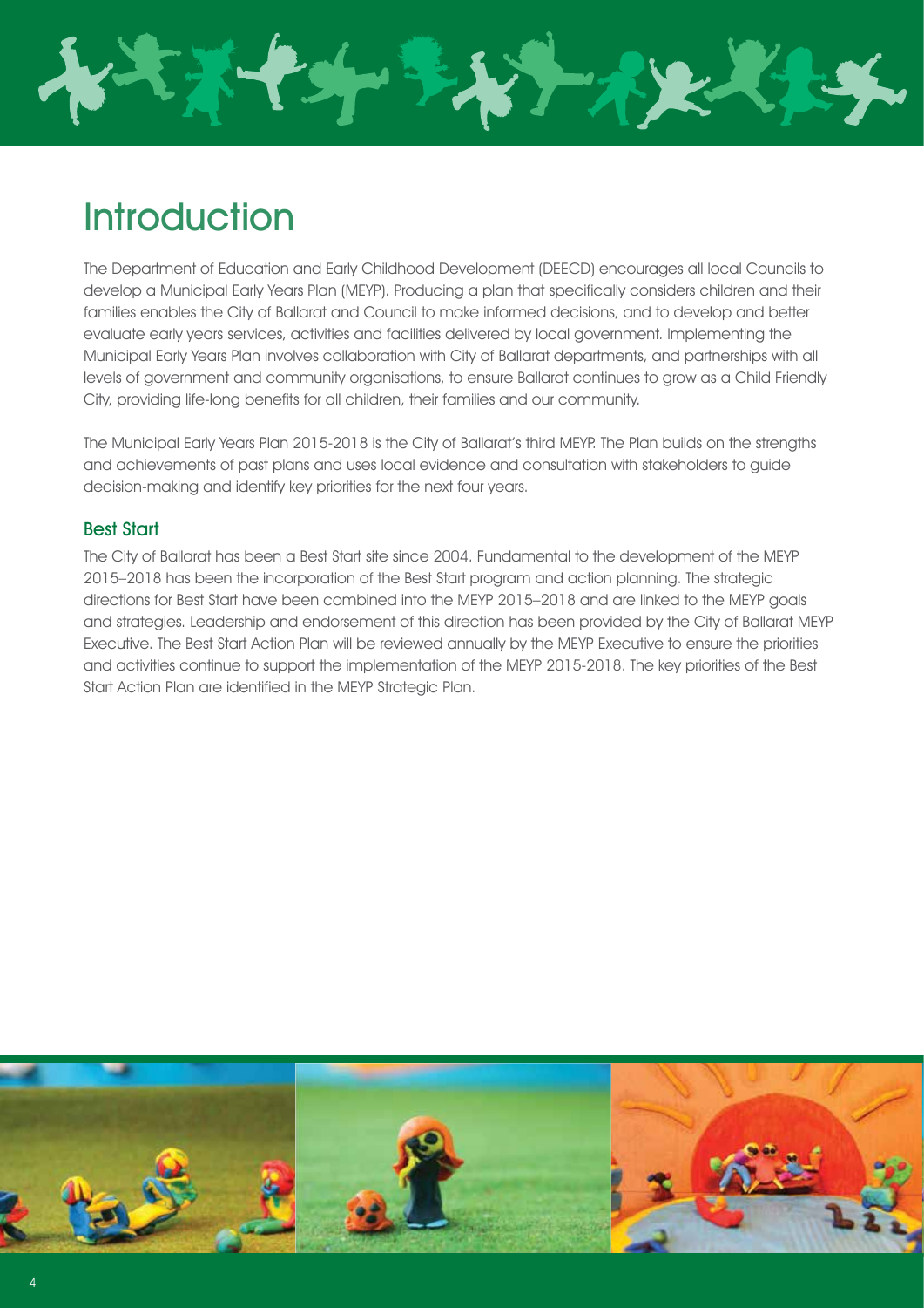# Introduction

The Department of Education and Early Childhood Development (DEECD) encourages all local Councils to develop a Municipal Early Years Plan (MEYP). Producing a plan that specifically considers children and their families enables the City of Ballarat and Council to make informed decisions, and to develop and better evaluate early years services, activities and facilities delivered by local government. Implementing the Municipal Early Years Plan involves collaboration with City of Ballarat departments, and partnerships with all levels of government and community organisations, to ensure Ballarat continues to grow as a Child Friendly City, providing life-long benefits for all children, their families and our community.

The Municipal Early Years Plan 2015-2018 is the City of Ballarat's third MEYP. The Plan builds on the strengths and achievements of past plans and uses local evidence and consultation with stakeholders to guide decision-making and identify key priorities for the next four years.

## Best Start

The City of Ballarat has been a Best Start site since 2004. Fundamental to the development of the MEYP 2015–2018 has been the incorporation of the Best Start program and action planning. The strategic directions for Best Start have been combined into the MEYP 2015–2018 and are linked to the MEYP goals and strategies. Leadership and endorsement of this direction has been provided by the City of Ballarat MEYP Executive. The Best Start Action Plan will be reviewed annually by the MEYP Executive to ensure the priorities and activities continue to support the implementation of the MEYP 2015-2018. The key priorities of the Best Start Action Plan are identified in the MEYP Strategic Plan.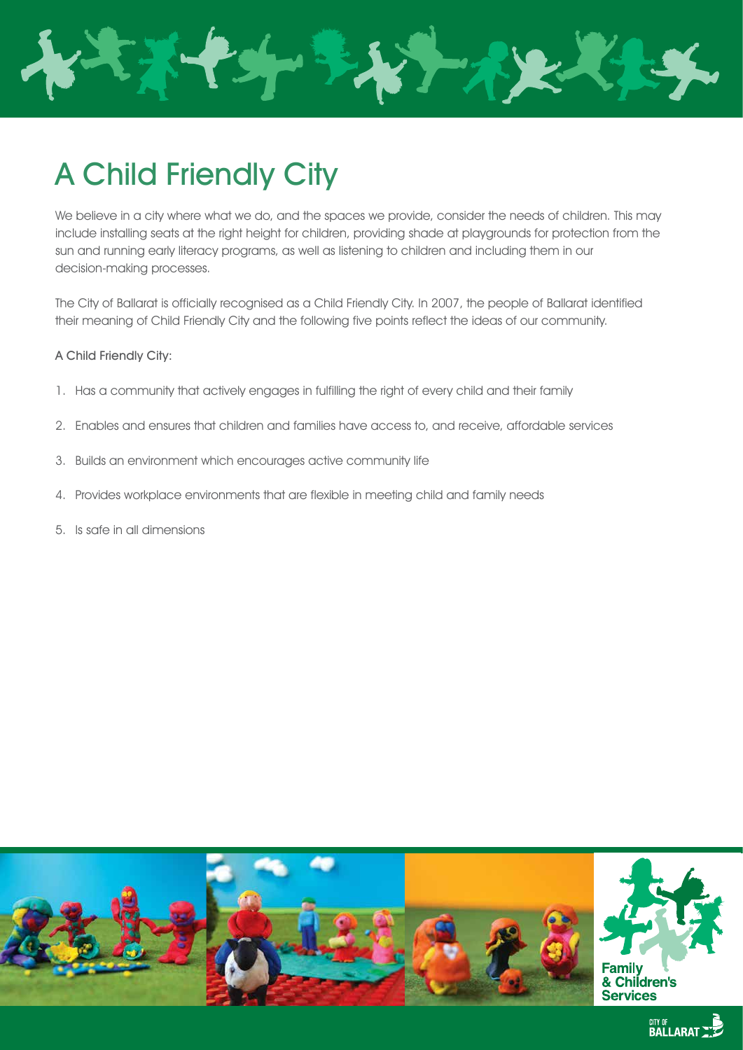# A Child Friendly City

We believe in a city where what we do, and the spaces we provide, consider the needs of children. This may include installing seats at the right height for children, providing shade at playgrounds for protection from the sun and running early literacy programs, as well as listening to children and including them in our decision-making processes.

The City of Ballarat is officially recognised as a Child Friendly City. In 2007, the people of Ballarat identified their meaning of Child Friendly City and the following five points reflect the ideas of our community.

A Child Friendly City:

1. Has a community that actively engages in fulfilling the right of every child and their family
2. Enables and ensures that children and families have access to, and receive, affordable services
3. Builds an environment which encourages active community life
4. Provides workplace environments that are flexible in meeting child and family needs
5. Is safe in all dimensions

Family & Children's Services

City of Ballarat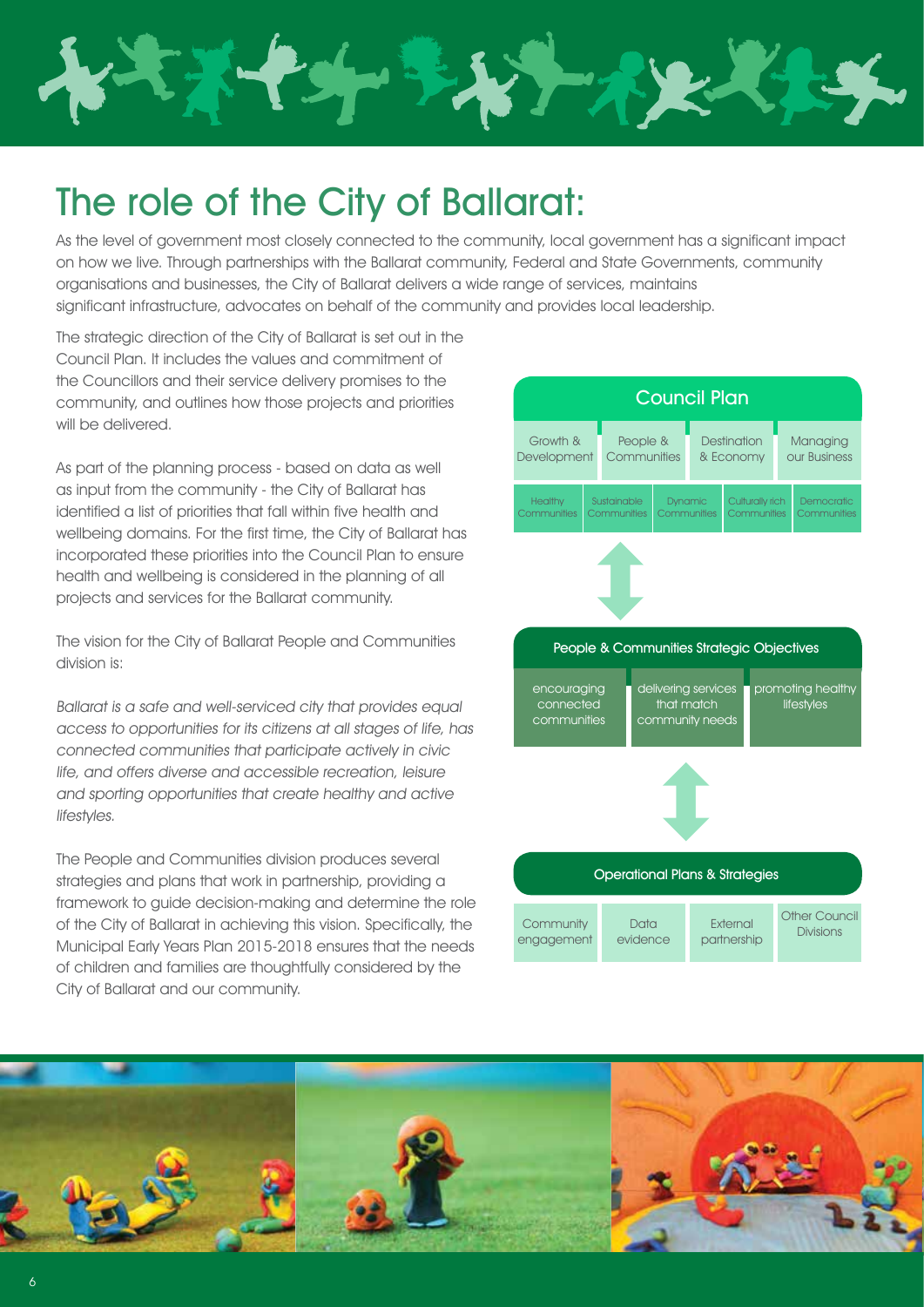# The role of the City of Ballarat:

As the level of government most closely connected to the community, local government has a significant impact on how we live. Through partnerships with the Ballarat community, Federal and State Governments, community organisations and businesses, the City of Ballarat delivers a wide range of services, maintains significant infrastructure, advocates on behalf of the community and provides local leadership.

The strategic direction of the City of Ballarat is set out in the Council Plan. It includes the values and commitment of the Councillors and their service delivery promises to the community, and outlines how those projects and priorities will be delivered.

As part of the planning process - based on data as well as input from the community - the City of Ballarat has identified a list of priorities that fall within five health and wellbeing domains. For the first time, the City of Ballarat has incorporated these priorities into the Council Plan to ensure health and wellbeing is considered in the planning of all projects and services for the Ballarat community.

The vision for the City of Ballarat People and Communities division is:

*Ballarat is a safe and well-serviced city that provides equal access to opportunities for its citizens at all stages of life, has connected communities that participate actively in civic life, and offers diverse and accessible recreation, leisure and sporting opportunities that create healthy and active lifestyles.*

The People and Communities division produces several strategies and plans that work in partnership, providing a framework to guide decision-making and determine the role of the City of Ballarat in achieving this vision. Specifically, the Municipal Early Years Plan 2015-2018 ensures that the needs of children and families are thoughtfully considered by the City of Ballarat and our community.

**Council Plan**

| Growth & Development | People & Communities | Destination & Economy | Managing our Business |
|---|---|---|---|

| Healthy Communities | Sustainable Communities | Dynamic Communities | Culturally rich Communities | Democratic Communities |
|---|---|---|---|---|

↕

**People & Communities Strategic Objectives**

| encouraging connected communities | delivering services that match community needs | promoting healthy lifestyles |
|---|---|---|

↕

**Operational Plans & Strategies**

| Community engagement | Data evidence | External partnership | Other Council Divisions |
|---|---|---|---|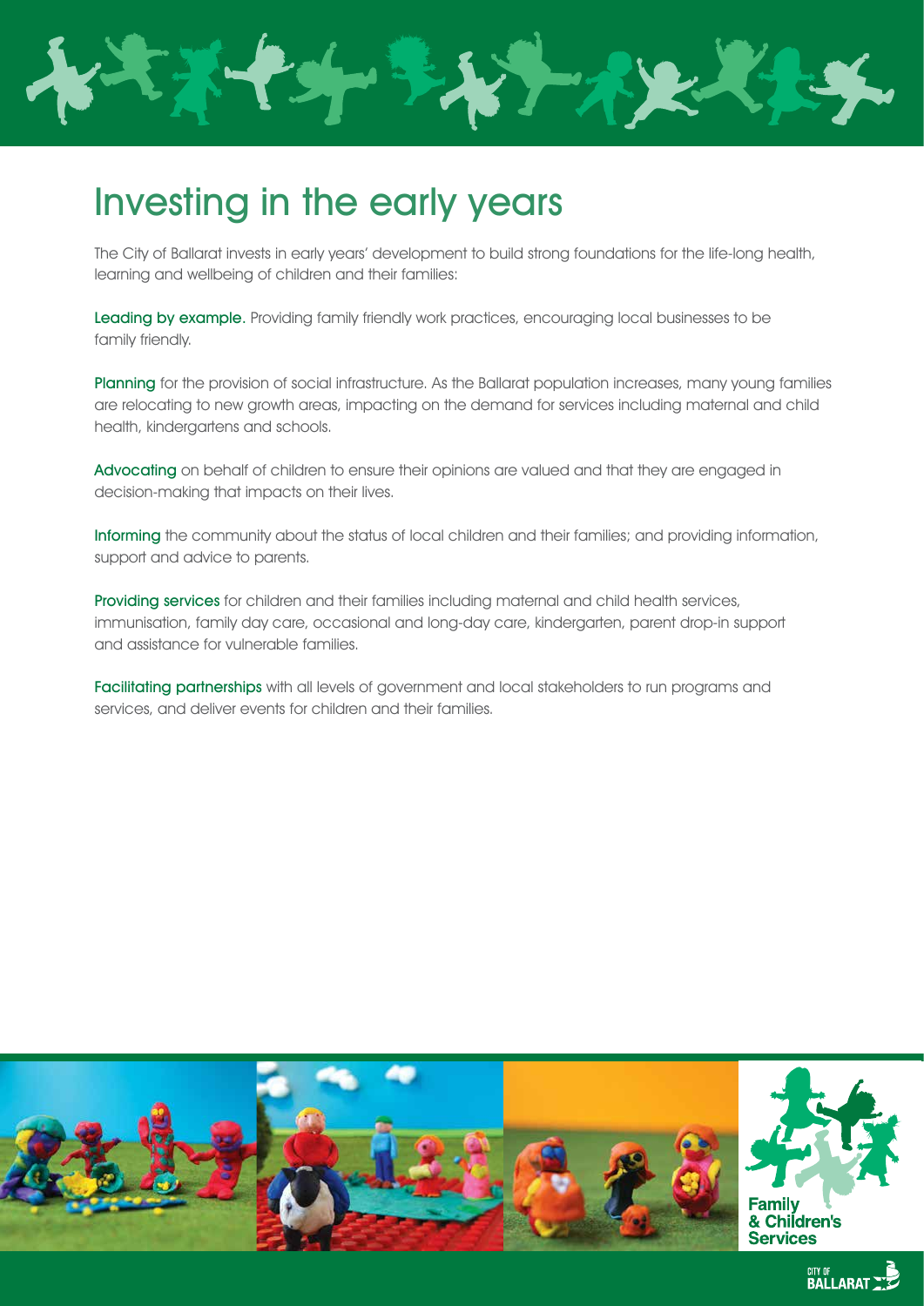# Investing in the early years

The City of Ballarat invests in early years' development to build strong foundations for the life-long health, learning and wellbeing of children and their families:

**Leading by example.** Providing family friendly work practices, encouraging local businesses to be family friendly.

**Planning** for the provision of social infrastructure. As the Ballarat population increases, many young families are relocating to new growth areas, impacting on the demand for services including maternal and child health, kindergartens and schools.

**Advocating** on behalf of children to ensure their opinions are valued and that they are engaged in decision-making that impacts on their lives.

**Informing** the community about the status of local children and their families; and providing information, support and advice to parents.

**Providing services** for children and their families including maternal and child health services, immunisation, family day care, occasional and long-day care, kindergarten, parent drop-in support and assistance for vulnerable families.

**Facilitating partnerships** with all levels of government and local stakeholders to run programs and services, and deliver events for children and their families.

Family & Children's Services

City of Ballarat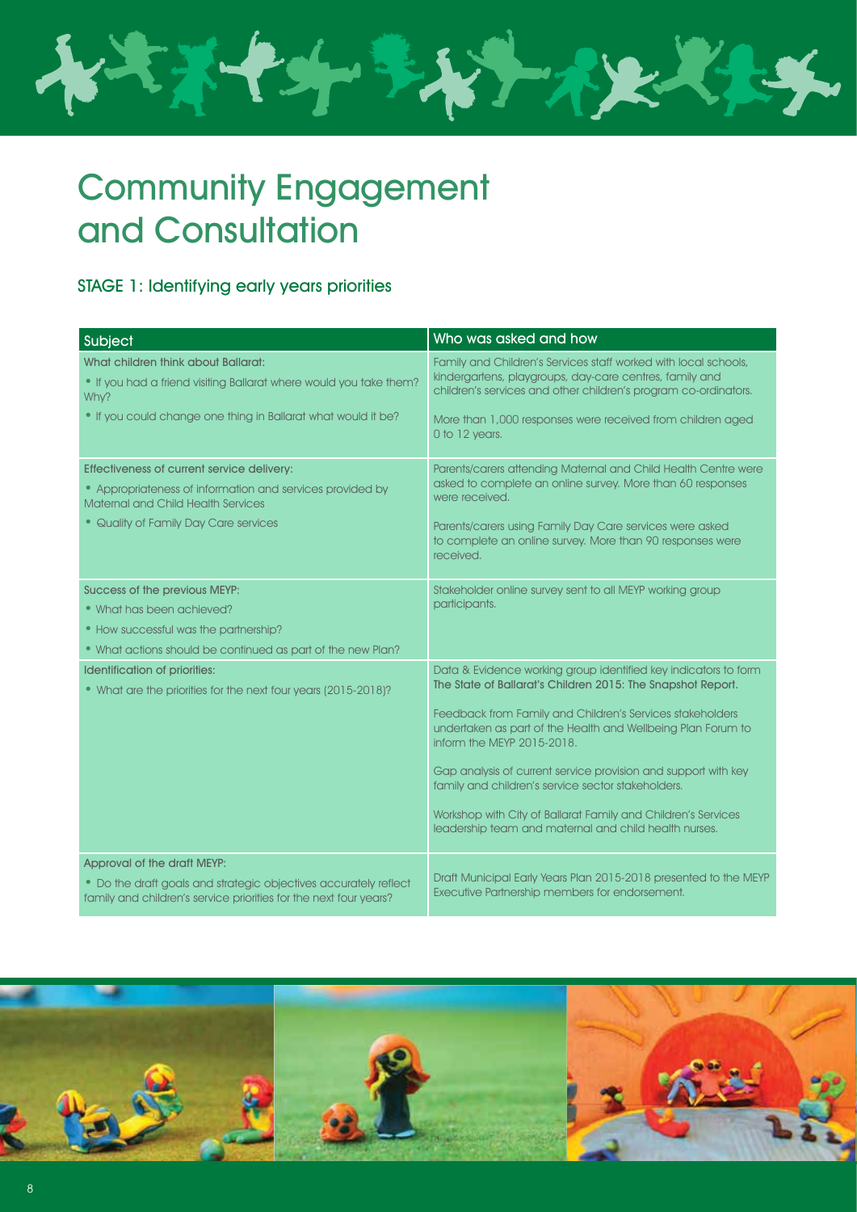# Community Engagement and Consultation

## STAGE 1: Identifying early years priorities

| Subject | Who was asked and how |
|---|---|
| What children think about Ballarat:<br>• If you had a friend visiting Ballarat where would you take them? Why?<br>• If you could change one thing in Ballarat what would it be? | Family and Children's Services staff worked with local schools, kindergartens, playgroups, day-care centres, family and children's services and other children's program co-ordinators.<br><br>More than 1,000 responses were received from children aged 0 to 12 years. |
| Effectiveness of current service delivery:<br>• Appropriateness of information and services provided by Maternal and Child Health Services<br>• Quality of Family Day Care services | Parents/carers attending Maternal and Child Health Centre were asked to complete an online survey. More than 60 responses were received.<br><br>Parents/carers using Family Day Care services were asked to complete an online survey. More than 90 responses were received. |
| Success of the previous MEYP:<br>• What has been achieved?<br>• How successful was the partnership?<br>• What actions should be continued as part of the new Plan? | Stakeholder online survey sent to all MEYP working group participants. |
| Identification of priorities:<br>• What are the priorities for the next four years (2015-2018)? | Data & Evidence working group identified key indicators to form The State of Ballarat's Children 2015: The Snapshot Report.<br><br>Feedback from Family and Children's Services stakeholders undertaken as part of the Health and Wellbeing Plan Forum to inform the MEYP 2015-2018.<br><br>Gap analysis of current service provision and support with key family and children's service sector stakeholders.<br><br>Workshop with City of Ballarat Family and Children's Services leadership team and maternal and child health nurses. |
| Approval of the draft MEYP:<br>• Do the draft goals and strategic objectives accurately reflect family and children's service priorities for the next four years? | Draft Municipal Early Years Plan 2015-2018 presented to the MEYP Executive Partnership members for endorsement. |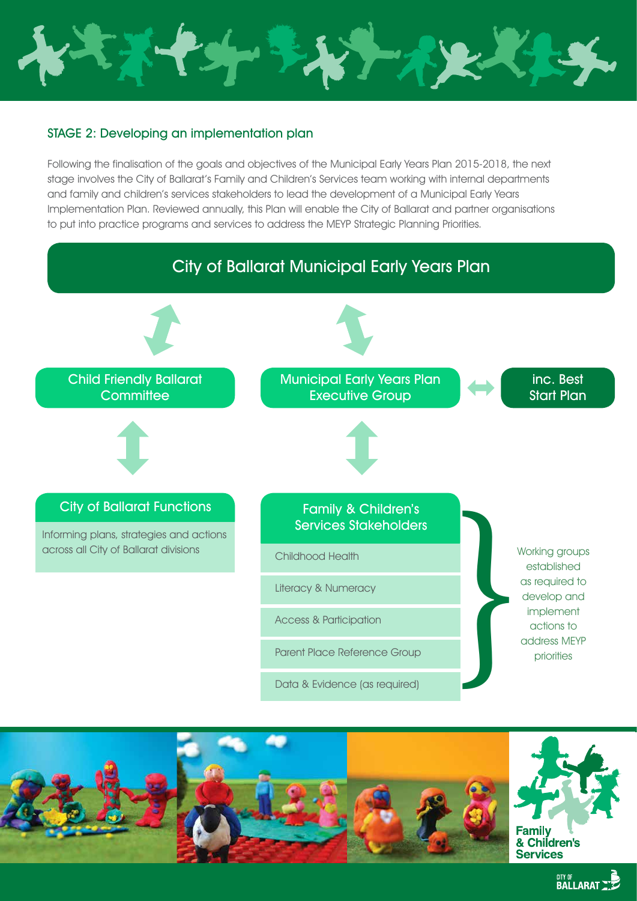## STAGE 2: Developing an implementation plan

Following the finalisation of the goals and objectives of the Municipal Early Years Plan 2015-2018, the next stage involves the City of Ballarat's Family and Children's Services team working with internal departments and family and children's services stakeholders to lead the development of a Municipal Early Years Implementation Plan. Reviewed annually, this Plan will enable the City of Ballarat and partner organisations to put into practice programs and services to address the MEYP Strategic Planning Priorities.

### City of Ballarat Municipal Early Years Plan

**Child Friendly Ballarat Committee**

**Municipal Early Years Plan Executive Group** ↔ **inc. Best Start Plan**

**City of Ballarat Functions**

Informing plans, strategies and actions across all City of Ballarat divisions

**Family & Children's Services Stakeholders**

- Childhood Health
- Literacy & Numeracy
- Access & Participation
- Parent Place Reference Group
- Data & Evidence (as required)

Working groups established as required to develop and implement actions to address MEYP priorities

Family & Children's Services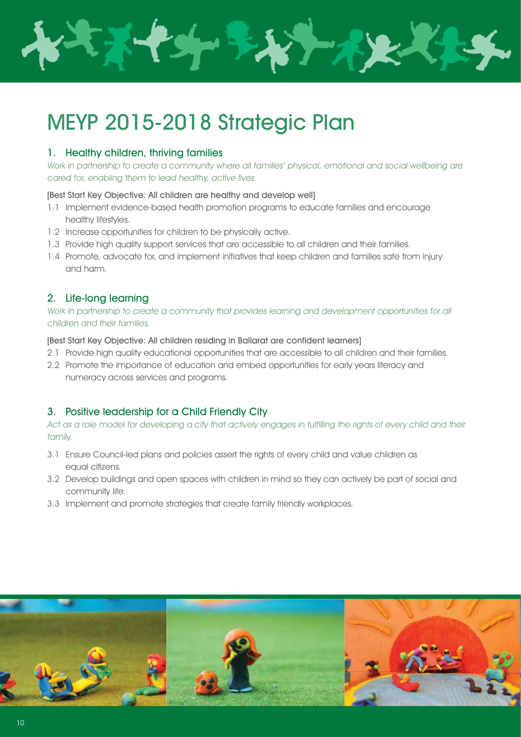# MEYP 2015-2018 Strategic Plan

## 1. Healthy children, thriving families

*Work in partnership to create a community where all families' physical, emotional and social wellbeing are cared for, enabling them to lead healthy, active lives.*

[Best Start Key Objective: All children are healthy and develop well]

1.1 Implement evidence-based health promotion programs to educate families and encourage healthy lifestyles.

1.2 Increase opportunities for children to be physically active.

1.3 Provide high quality support services that are accessible to all children and their families.

1.4 Promote, advocate for, and implement initiatives that keep children and families safe from injury and harm.

## 2. Life-long learning

*Work in partnership to create a community that provides learning and development opportunities for all children and their families.*

[Best Start Key Objective: All children residing in Ballarat are confident learners]

2.1 Provide high quality educational opportunities that are accessible to all children and their families.

2.2 Promote the importance of education and embed opportunities for early years literacy and numeracy across services and programs.

## 3. Positive leadership for a Child Friendly City

*Act as a role model for developing a city that actively engages in fulfilling the rights of every child and their family.*

3.1 Ensure Council-led plans and policies assert the rights of every child and value children as equal citizens.

3.2 Develop buildings and open spaces with children in mind so they can actively be part of social and community life.

3.3 Implement and promote strategies that create family friendly workplaces.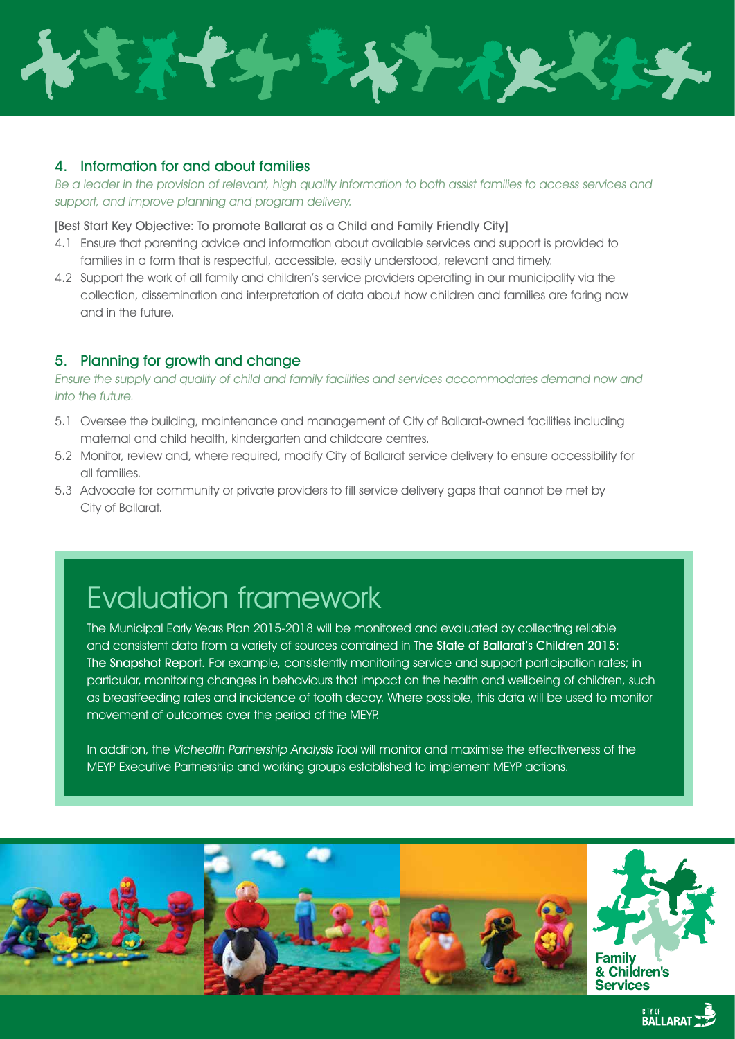## 4. Information for and about families

*Be a leader in the provision of relevant, high quality information to both assist families to access services and support, and improve planning and program delivery.*

[Best Start Key Objective: To promote Ballarat as a Child and Family Friendly City]

4.1 Ensure that parenting advice and information about available services and support is provided to families in a form that is respectful, accessible, easily understood, relevant and timely.

4.2 Support the work of all family and children's service providers operating in our municipality via the collection, dissemination and interpretation of data about how children and families are faring now and in the future.

## 5. Planning for growth and change

*Ensure the supply and quality of child and family facilities and services accommodates demand now and into the future.*

5.1 Oversee the building, maintenance and management of City of Ballarat-owned facilities including maternal and child health, kindergarten and childcare centres.

5.2 Monitor, review and, where required, modify City of Ballarat service delivery to ensure accessibility for all families.

5.3 Advocate for community or private providers to fill service delivery gaps that cannot be met by City of Ballarat.

# Evaluation framework

The Municipal Early Years Plan 2015-2018 will be monitored and evaluated by collecting reliable and consistent data from a variety of sources contained in **The State of Ballarat's Children 2015: The Snapshot Report.** For example, consistently monitoring service and support participation rates; in particular, monitoring changes in behaviours that impact on the health and wellbeing of children, such as breastfeeding rates and incidence of tooth decay. Where possible, this data will be used to monitor movement of outcomes over the period of the MEYP.

In addition, the *Vichealth Partnership Analysis Tool* will monitor and maximise the effectiveness of the MEYP Executive Partnership and working groups established to implement MEYP actions.

Family & Children's Services

City of Ballarat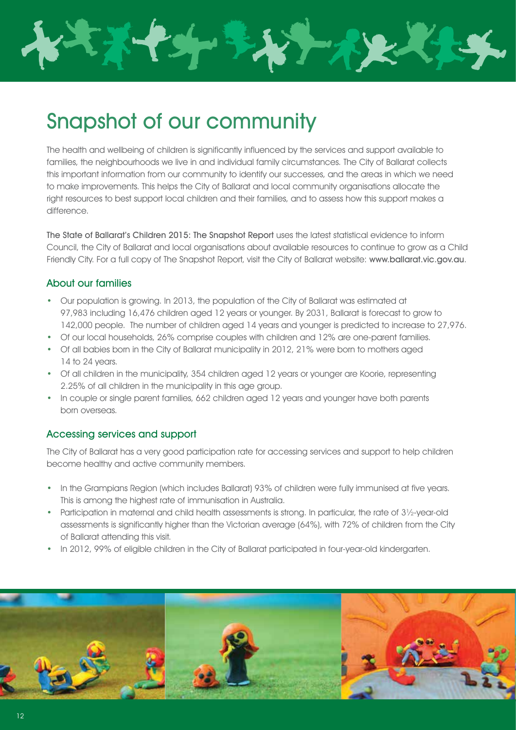# Snapshot of our community

The health and wellbeing of children is significantly influenced by the services and support available to families, the neighbourhoods we live in and individual family circumstances. The City of Ballarat collects this important information from our community to identify our successes, and the areas in which we need to make improvements. This helps the City of Ballarat and local community organisations allocate the right resources to best support local children and their families, and to assess how this support makes a difference.

**The State of Ballarat's Children 2015: The Snapshot Report** uses the latest statistical evidence to inform Council, the City of Ballarat and local organisations about available resources to continue to grow as a Child Friendly City. For a full copy of The Snapshot Report, visit the City of Ballarat website: **www.ballarat.vic.gov.au**.

## About our families

- Our population is growing. In 2013, the population of the City of Ballarat was estimated at 97,983 including 16,476 children aged 12 years or younger. By 2031, Ballarat is forecast to grow to 142,000 people. The number of children aged 14 years and younger is predicted to increase to 27,976.
- Of our local households, 26% comprise couples with children and 12% are one-parent families.
- Of all babies born in the City of Ballarat municipality in 2012, 21% were born to mothers aged 14 to 24 years.
- Of all children in the municipality, 354 children aged 12 years or younger are Koorie, representing 2.25% of all children in the municipality in this age group.
- In couple or single parent families, 662 children aged 12 years and younger have both parents born overseas.

## Accessing services and support

The City of Ballarat has a very good participation rate for accessing services and support to help children become healthy and active community members.

- In the Grampians Region (which includes Ballarat) 93% of children were fully immunised at five years. This is among the highest rate of immunisation in Australia.
- Participation in maternal and child health assessments is strong. In particular, the rate of 3½-year-old assessments is significantly higher than the Victorian average (64%), with 72% of children from the City of Ballarat attending this visit.
- In 2012, 99% of eligible children in the City of Ballarat participated in four-year-old kindergarten.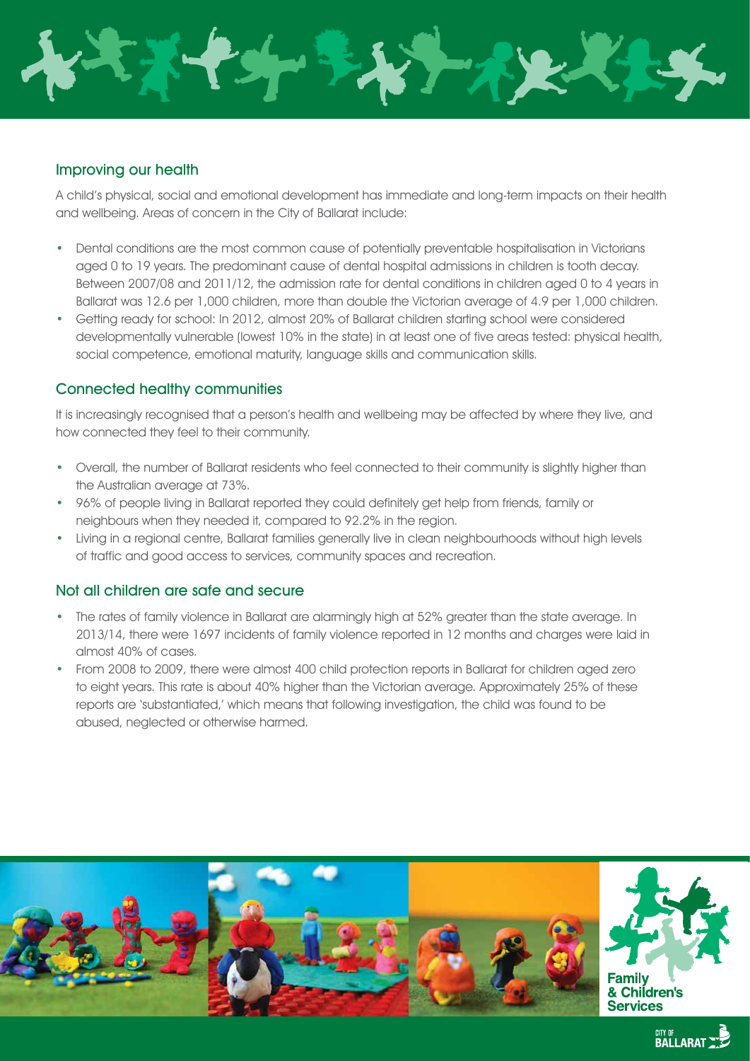## Improving our health

A child's physical, social and emotional development has immediate and long-term impacts on their health and wellbeing. Areas of concern in the City of Ballarat include:

- Dental conditions are the most common cause of potentially preventable hospitalisation in Victorians aged 0 to 19 years. The predominant cause of dental hospital admissions in children is tooth decay. Between 2007/08 and 2011/12, the admission rate for dental conditions in children aged 0 to 4 years in Ballarat was 12.6 per 1,000 children, more than double the Victorian average of 4.9 per 1,000 children.
- Getting ready for school: In 2012, almost 20% of Ballarat children starting school were considered developmentally vulnerable (lowest 10% in the state) in at least one of five areas tested: physical health, social competence, emotional maturity, language skills and communication skills.

## Connected healthy communities

It is increasingly recognised that a person's health and wellbeing may be affected by where they live, and how connected they feel to their community.

- Overall, the number of Ballarat residents who feel connected to their community is slightly higher than the Australian average at 73%.
- 96% of people living in Ballarat reported they could definitely get help from friends, family or neighbours when they needed it, compared to 92.2% in the region.
- Living in a regional centre, Ballarat families generally live in clean neighbourhoods without high levels of traffic and good access to services, community spaces and recreation.

## Not all children are safe and secure

- The rates of family violence in Ballarat are alarmingly high at 52% greater than the state average. In 2013/14, there were 1697 incidents of family violence reported in 12 months and charges were laid in almost 40% of cases.
- From 2008 to 2009, there were almost 400 child protection reports in Ballarat for children aged zero to eight years. This rate is about 40% higher than the Victorian average. Approximately 25% of these reports are 'substantiated,' which means that following investigation, the child was found to be abused, neglected or otherwise harmed.

Family & Children's Services

CITY OF BALLARAT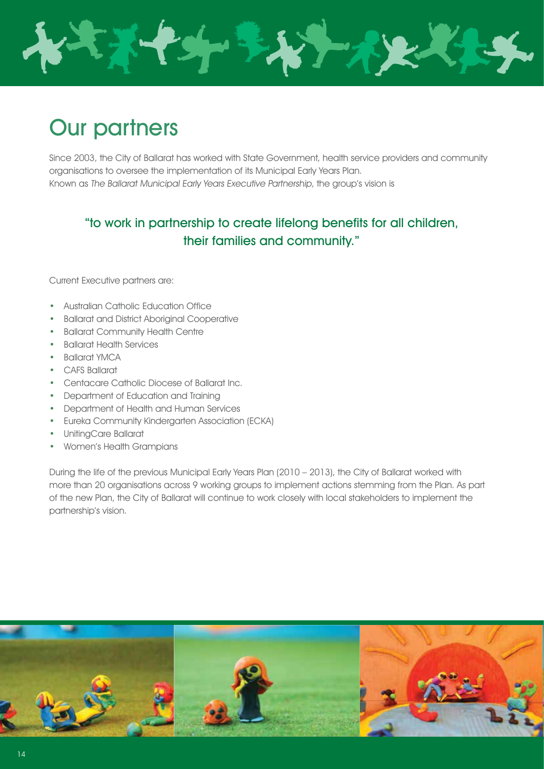# Our partners

Since 2003, the City of Ballarat has worked with State Government, health service providers and community organisations to oversee the implementation of its Municipal Early Years Plan.
Known as *The Ballarat Municipal Early Years Executive Partnership*, the group's vision is

## "to work in partnership to create lifelong benefits for all children, their families and community."

Current Executive partners are:

- Australian Catholic Education Office
- Ballarat and District Aboriginal Cooperative
- Ballarat Community Health Centre
- Ballarat Health Services
- Ballarat YMCA
- CAFS Ballarat
- Centacare Catholic Diocese of Ballarat Inc.
- Department of Education and Training
- Department of Health and Human Services
- Eureka Community Kindergarten Association (ECKA)
- UnitingCare Ballarat
- Women's Health Grampians

During the life of the previous Municipal Early Years Plan (2010 – 2013), the City of Ballarat worked with more than 20 organisations across 9 working groups to implement actions stemming from the Plan. As part of the new Plan, the City of Ballarat will continue to work closely with local stakeholders to implement the partnership's vision.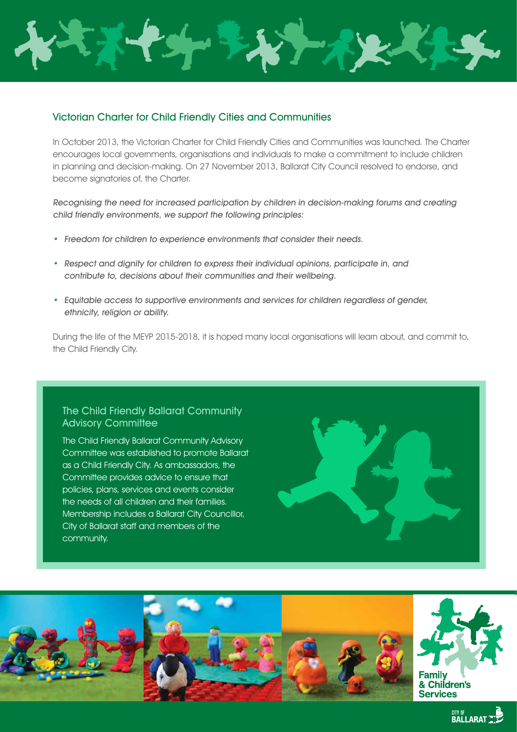## Victorian Charter for Child Friendly Cities and Communities

In October 2013, the Victorian Charter for Child Friendly Cities and Communities was launched. The Charter encourages local governments, organisations and individuals to make a commitment to include children in planning and decision-making. On 27 November 2013, Ballarat City Council resolved to endorse, and become signatories of, the Charter.

*Recognising the need for increased participation by children in decision-making forums and creating child friendly environments, we support the following principles:*

- *Freedom for children to experience environments that consider their needs.*
- *Respect and dignity for children to express their individual opinions, participate in, and contribute to, decisions about their communities and their wellbeing.*
- *Equitable access to supportive environments and services for children regardless of gender, ethnicity, religion or ability.*

During the life of the MEYP 2015-2018, it is hoped many local organisations will learn about, and commit to, the Child Friendly City.

### The Child Friendly Ballarat Community Advisory Committee

The Child Friendly Ballarat Community Advisory Committee was established to promote Ballarat as a Child Friendly City. As ambassadors, the Committee provides advice to ensure that policies, plans, services and events consider the needs of all children and their families. Membership includes a Ballarat City Councillor, City of Ballarat staff and members of the community.

Family & Children's Services

CITY OF BALLARAT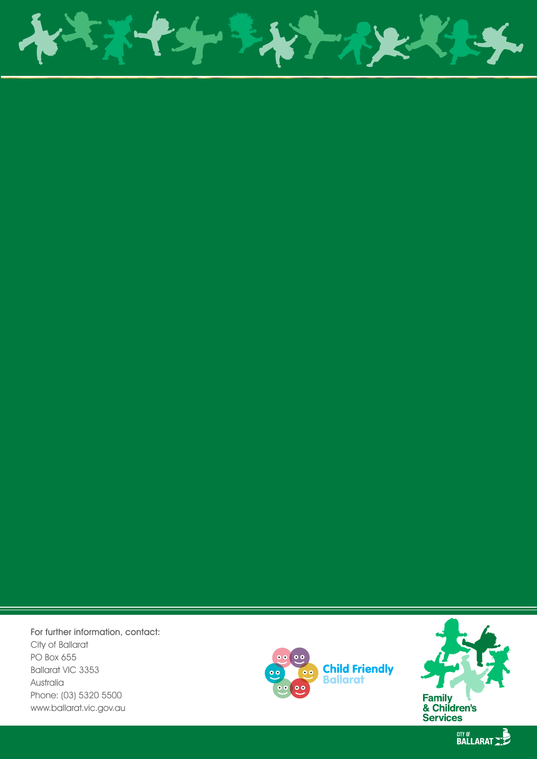For further information, contact:
City of Ballarat
PO Box 655
Ballarat VIC 3353
Australia
Phone: (03) 5320 5500
www.ballarat.vic.gov.au

Child Friendly Ballarat

Family & Children's Services

CITY OF BALLARAT